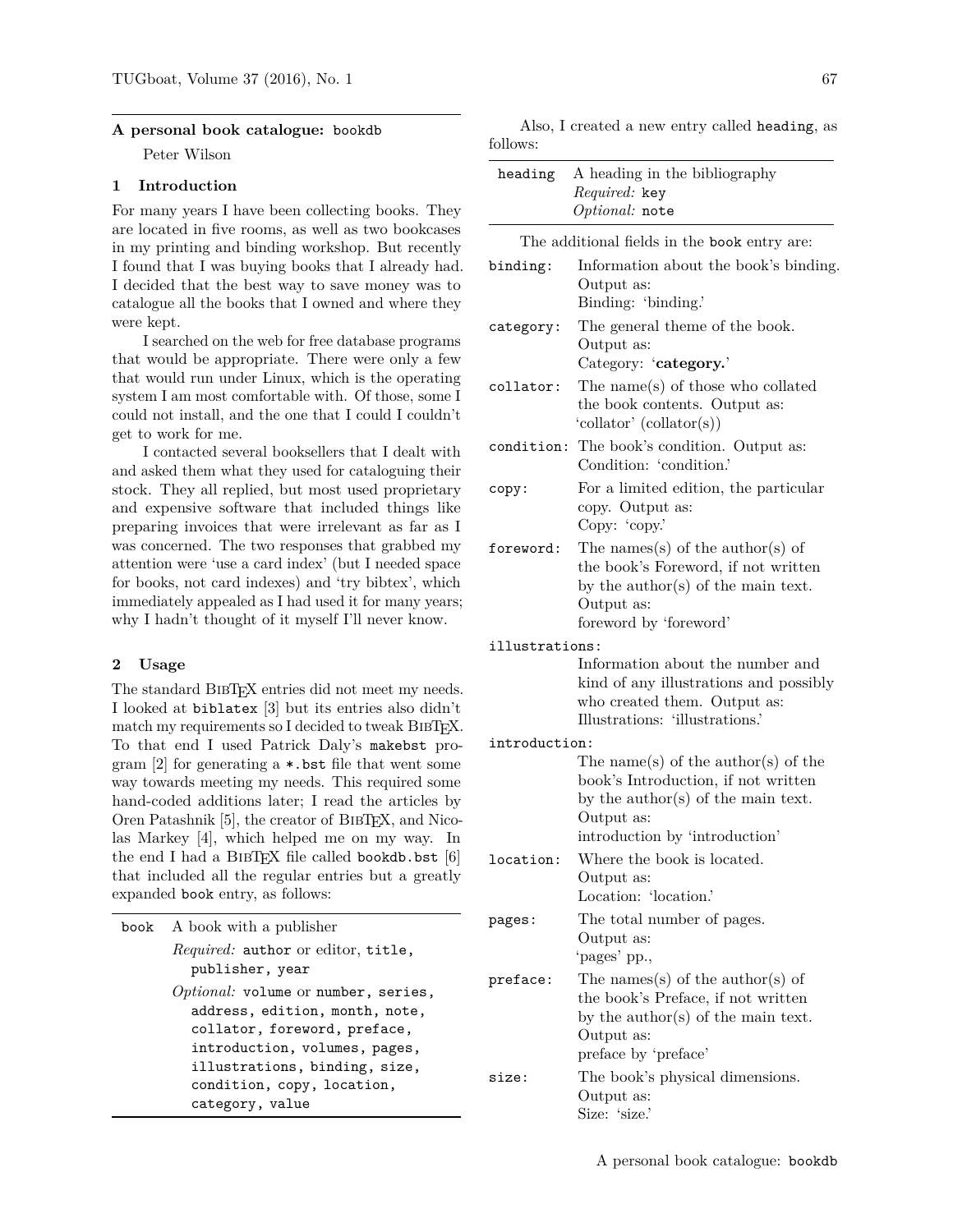## A personal book catalogue: `bookdb`

Peter Wilson

### 1 Introduction

For many years I have been collecting books. They are located in five rooms, as well as two bookcases in my printing and binding workshop. But recently I found that I was buying books that I already had. I decided that the best way to save money was to catalogue all the books that I owned and where they were kept.

I searched on the web for free database programs that would be appropriate. There were only a few that would run under Linux, which is the operating system I am most comfortable with. Of those, some I could not install, and the one that I could I couldn't get to work for me.

I contacted several booksellers that I dealt with and asked them what they used for cataloguing their stock. They all replied, but most used proprietary and expensive software that included things like preparing invoices that were irrelevant as far as I was concerned. The two responses that grabbed my attention were 'use a card index' (but I needed space for books, not card indexes) and 'try bibtex', which immediately appealed as I had used it for many years; why I hadn't thought of it myself I'll never know.

### 2 Usage

The standard BibTeX entries did not meet my needs. I looked at `biblatex` [3] but its entries also didn't match my requirements so I decided to tweak BibTeX. To that end I used Patrick Daly's `makebst` program [2] for generating a `*.bst` file that went some way towards meeting my needs. This required some hand-coded additions later; I read the articles by Oren Patashnik [5], the creator of BibTeX, and Nicolas Markey [4], which helped me on my way. In the end I had a BibTeX file called `bookdb.bst` [6] that included all the regular entries but a greatly expanded `book` entry, as follows:

| | |
|---|---|
| `book` | A book with a publisher<br>*Required:* `author` or `editor`, `title`, `publisher`, `year`<br>*Optional:* `volume` or `number`, `series`, `address`, `edition`, `month`, `note`, `collator`, `foreword`, `preface`, `introduction`, `volumes`, `pages`, `illustrations`, `binding`, `size`, `condition`, `copy`, `location`, `category`, `value` |

Also, I created a new entry called `heading`, as follows:

| | |
|---|---|
| `heading` | A heading in the bibliography<br>*Required:* `key`<br>*Optional:* `note` |

The additional fields in the `book` entry are:

`binding`: Information about the book's binding. Output as:
Binding: 'binding.'

`category`: The general theme of the book. Output as:
Category: '**category.**'

`collator`: The name(s) of those who collated the book contents. Output as:
'collator' (collator(s))

`condition`: The book's condition. Output as:
Condition: 'condition.'

`copy`: For a limited edition, the particular copy. Output as:
Copy: 'copy.'

`foreword`: The names(s) of the author(s) of the book's Foreword, if not written by the author(s) of the main text. Output as:
foreword by 'foreword'

`illustrations`: Information about the number and kind of any illustrations and possibly who created them. Output as:
Illustrations: 'illustrations.'

`introduction`: The name(s) of the author(s) of the book's Introduction, if not written by the author(s) of the main text. Output as:
introduction by 'introduction'

`location`: Where the book is located. Output as:
Location: 'location.'

`pages`: The total number of pages. Output as:
'pages' pp.,

`preface`: The names(s) of the author(s) of the book's Preface, if not written by the author(s) of the main text. Output as:
preface by 'preface'

`size`: The book's physical dimensions. Output as:
Size: 'size.'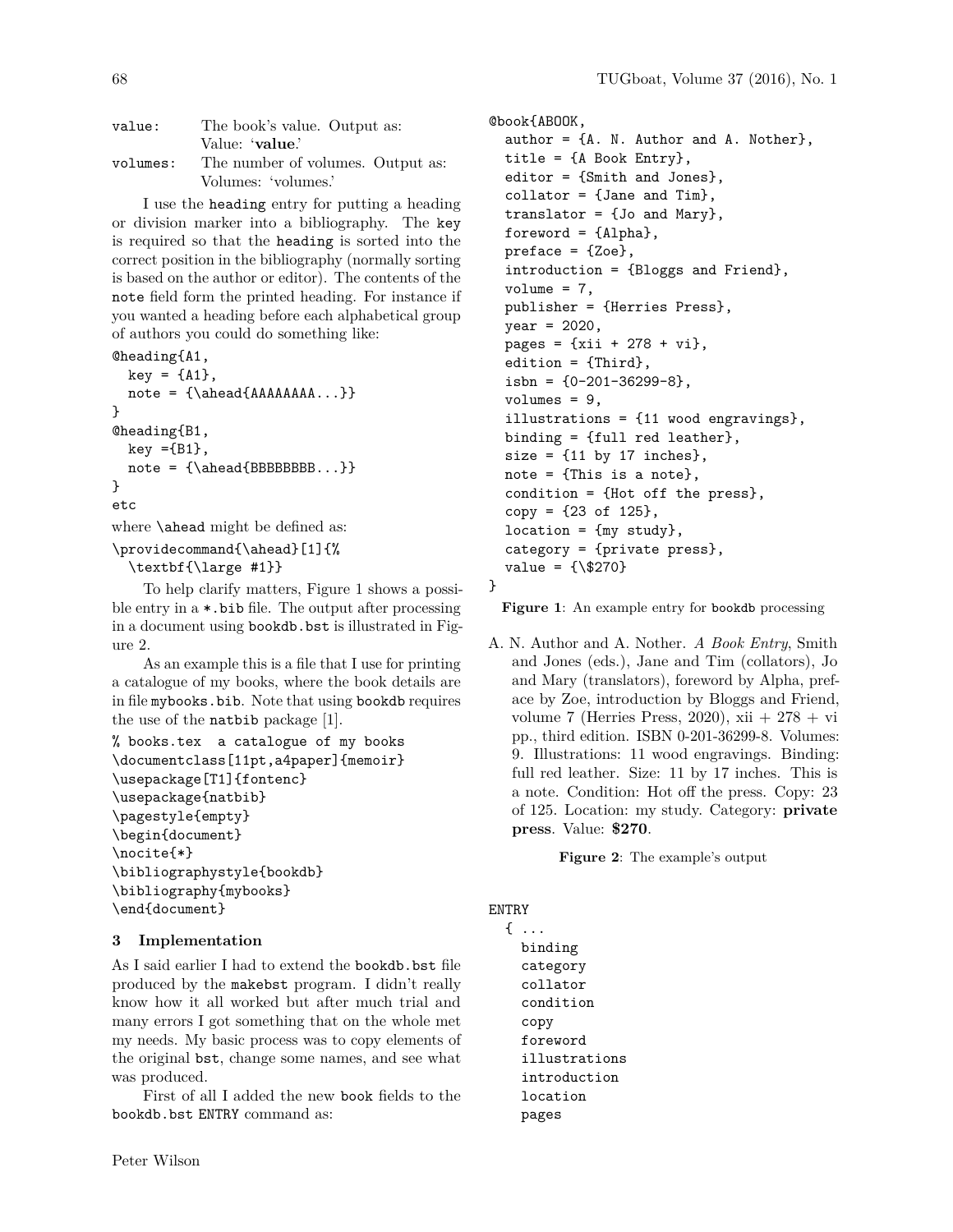value:   The book's value. Output as: Value: '**value**.'

volumes:   The number of volumes. Output as: Volumes: 'volumes.'

I use the heading entry for putting a heading or division marker into a bibliography. The key is required so that the heading is sorted into the correct position in the bibliography (normally sorting is based on the author or editor). The contents of the note field form the printed heading. For instance if you wanted a heading before each alphabetical group of authors you could do something like:

```
@heading{A1,
  key = {A1},
  note = {\ahead{AAAAAAAA...}}
}
@heading{B1,
  key ={B1},
  note = {\ahead{BBBBBBBB...}}
}
etc
```

where \ahead might be defined as:

```
\providecommand{\ahead}[1]{%
  \textbf{\large #1}}
```

To help clarify matters, Figure 1 shows a possible entry in a *.bib file. The output after processing in a document using bookdb.bst is illustrated in Figure 2.

As an example this is a file that I use for printing a catalogue of my books, where the book details are in file mybooks.bib. Note that using bookdb requires the use of the natbib package [1].

```
% books.tex  a catalogue of my books
\documentclass[11pt,a4paper]{memoir}
\usepackage[T1]{fontenc}
\usepackage{natbib}
\pagestyle{empty}
\begin{document}
\nocite{*}
\bibliographystyle{bookdb}
\bibliography{mybooks}
\end{document}
```

```
@book{ABOOK,
  author = {A. N. Author and A. Nother},
  title = {A Book Entry},
  editor = {Smith and Jones},
  collator = {Jane and Tim},
  translator = {Jo and Mary},
  foreword = {Alpha},
  preface = {Zoe},
  introduction = {Bloggs and Friend},
  volume = 7,
  publisher = {Herries Press},
  year = 2020,
  pages = {xii + 278 + vi},
  edition = {Third},
  isbn = {0-201-36299-8},
  volumes = 9,
  illustrations = {11 wood engravings},
  binding = {full red leather},
  size = {11 by 17 inches},
  note = {This is a note},
  condition = {Hot off the press},
  copy = {23 of 125},
  location = {my study},
  category = {private press},
  value = {\$270}
}
```

**Figure 1**: An example entry for bookdb processing

A. N. Author and A. Nother. *A Book Entry*, Smith and Jones (eds.), Jane and Tim (collators), Jo and Mary (translators), foreword by Alpha, preface by Zoe, introduction by Bloggs and Friend, volume 7 (Herries Press, 2020), xii + 278 + vi pp., third edition. ISBN 0-201-36299-8. Volumes: 9. Illustrations: 11 wood engravings. Binding: full red leather. Size: 11 by 17 inches. This is a note. Condition: Hot off the press. Copy: 23 of 125. Location: my study. Category: **private press**. Value: **$270**.

**Figure 2**: The example's output

## 3 Implementation

As I said earlier I had to extend the bookdb.bst file produced by the makebst program. I didn't really know how it all worked but after much trial and many errors I got something that on the whole met my needs. My basic process was to copy elements of the original bst, change some names, and see what was produced.

First of all I added the new book fields to the bookdb.bst ENTRY command as:

```
ENTRY
  { ...
    binding
    category
    collator
    condition
    copy
    foreword
    illustrations
    introduction
    location
    pages
```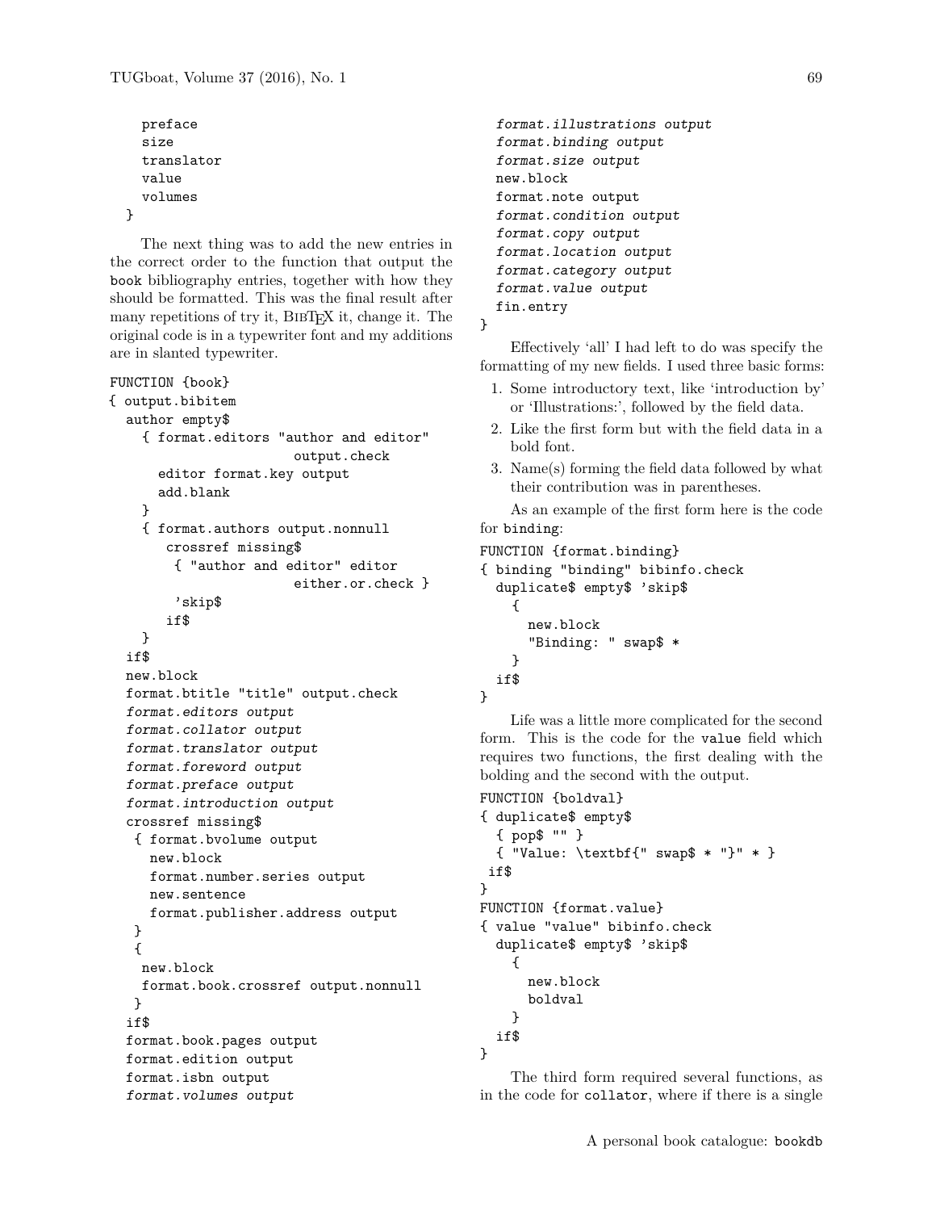```
    preface
    size
    translator
    value
    volumes
  }
```

The next thing was to add the new entries in the correct order to the function that output the `book` bibliography entries, together with how they should be formatted. This was the final result after many repetitions of try it, BibTeX it, change it. The original code is in a typewriter font and my additions are in slanted typewriter.

```
FUNCTION {book}
{ output.bibitem
  author empty$
    { format.editors "author and editor"
                     output.check
      editor format.key output
      add.blank
    }
    { format.authors output.nonnull
       crossref missing$
        { "author and editor" editor
                     either.or.check }
        'skip$
       if$
    }
  if$
  new.block
  format.btitle "title" output.check
  format.editors output
  format.collator output
  format.translator output
  format.foreword output
  format.preface output
  format.introduction output
  crossref missing$
   { format.bvolume output
     new.block
     format.number.series output
     new.sentence
     format.publisher.address output
   }
   {
    new.block
    format.book.crossref output.nonnull
   }
  if$
  format.book.pages output
  format.edition output
  format.isbn output
  format.volumes output
  format.illustrations output
  format.binding output
  format.size output
  new.block
  format.note output
  format.condition output
  format.copy output
  format.location output
  format.category output
  format.value output
  fin.entry
}
```

Effectively 'all' I had left to do was specify the formatting of my new fields. I used three basic forms:

1. Some introductory text, like 'introduction by' or 'Illustrations:', followed by the field data.
2. Like the first form but with the field data in a bold font.
3. Name(s) forming the field data followed by what their contribution was in parentheses.

As an example of the first form here is the code for `binding`:

```
FUNCTION {format.binding}
{ binding "binding" bibinfo.check
  duplicate$ empty$ 'skip$
    {
      new.block
      "Binding: " swap$ *
    }
  if$
}
```

Life was a little more complicated for the second form. This is the code for the `value` field which requires two functions, the first dealing with the bolding and the second with the output.

```
FUNCTION {boldval}
{ duplicate$ empty$
  { pop$ "" }
  { "Value: \textbf{" swap$ * "}" * }
 if$
}
FUNCTION {format.value}
{ value "value" bibinfo.check
  duplicate$ empty$ 'skip$
    {
      new.block
      boldval
    }
  if$
}
```

The third form required several functions, as in the code for `collator`, where if there is a single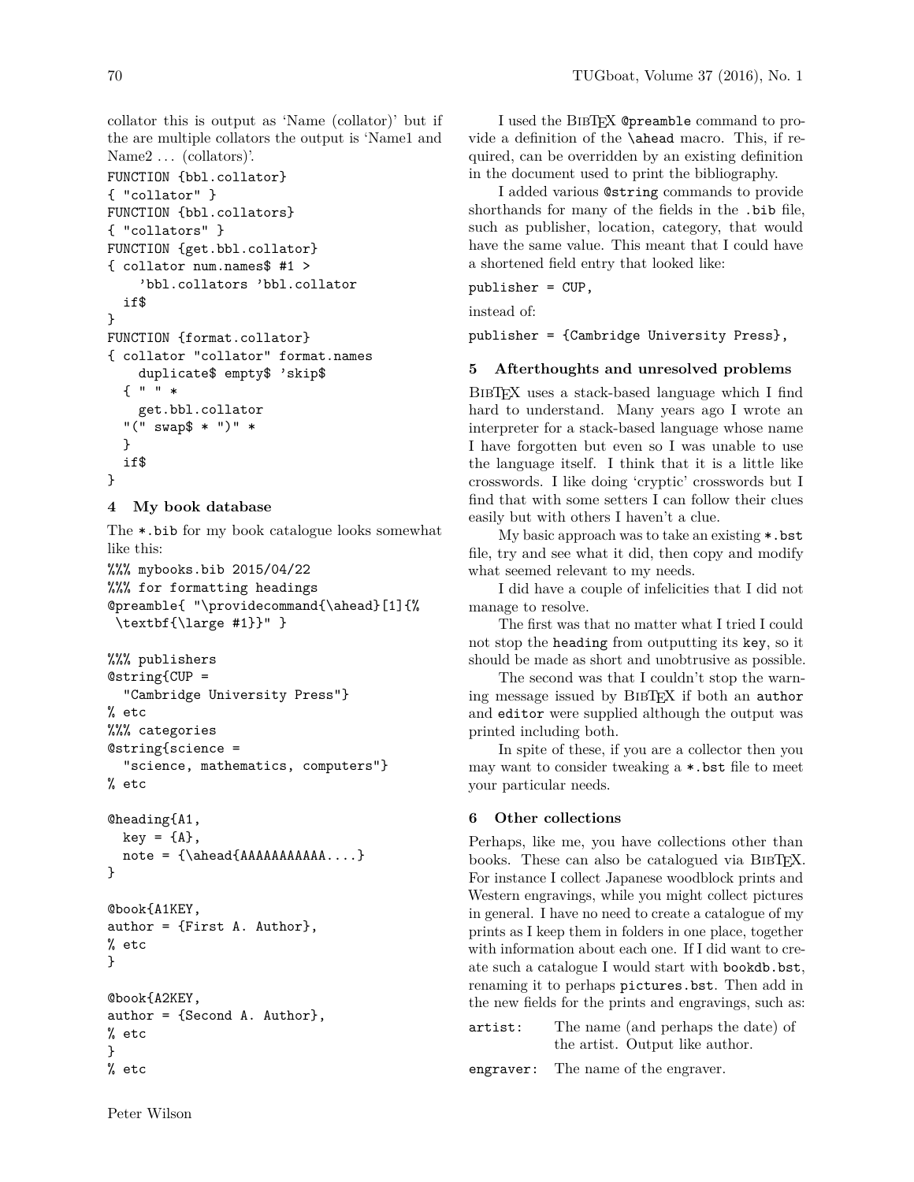collator this is output as 'Name (collator)' but if the are multiple collators the output is 'Name1 and Name2 ... (collators)'.

```
FUNCTION {bbl.collator}
{ "collator" }
FUNCTION {bbl.collators}
{ "collators" }
FUNCTION {get.bbl.collator}
{ collator num.names$ #1 >
    'bbl.collators 'bbl.collator
  if$
}
FUNCTION {format.collator}
{ collator "collator" format.names
    duplicate$ empty$ 'skip$
  { " " *
    get.bbl.collator
  "(" swap$ * ")" *
  }
  if$
}
```

## 4 My book database

The *.bib for my book catalogue looks somewhat like this:

```
%%% mybooks.bib 2015/04/22
%%% for formatting headings
@preamble{ "\providecommand{\ahead}[1]{%
 \textbf{\large #1}}" }

%%% publishers
@string{CUP =
  "Cambridge University Press"}
% etc
%%% categories
@string{science =
  "science, mathematics, computers"}
% etc

@heading{A1,
  key = {A},
  note = {\ahead{AAAAAAAAAAA....}
}

@book{A1KEY,
author = {First A. Author},
% etc
}

@book{A2KEY,
author = {Second A. Author},
% etc
}
% etc
```

I used the BibTeX `@preamble` command to provide a definition of the `\ahead` macro. This, if required, can be overridden by an existing definition in the document used to print the bibliography.

I added various `@string` commands to provide shorthands for many of the fields in the `.bib` file, such as publisher, location, category, that would have the same value. This meant that I could have a shortened field entry that looked like:

```
publisher = CUP,
```

instead of:

```
publisher = {Cambridge University Press},
```

## 5 Afterthoughts and unresolved problems

BibTeX uses a stack-based language which I find hard to understand. Many years ago I wrote an interpreter for a stack-based language whose name I have forgotten but even so I was unable to use the language itself. I think that it is a little like crosswords. I like doing 'cryptic' crosswords but I find that with some setters I can follow their clues easily but with others I haven't a clue.

My basic approach was to take an existing *.bst file, try and see what it did, then copy and modify what seemed relevant to my needs.

I did have a couple of infelicities that I did not manage to resolve.

The first was that no matter what I tried I could not stop the `heading` from outputting its `key`, so it should be made as short and unobtrusive as possible.

The second was that I couldn't stop the warning message issued by BibTeX if both an `author` and `editor` were supplied although the output was printed including both.

In spite of these, if you are a collector then you may want to consider tweaking a *.bst file to meet your particular needs.

## 6 Other collections

Perhaps, like me, you have collections other than books. These can also be catalogued via BibTeX. For instance I collect Japanese woodblock prints and Western engravings, while you might collect pictures in general. I have no need to create a catalogue of my prints as I keep them in folders in one place, together with information about each one. If I did want to create such a catalogue I would start with `bookdb.bst`, renaming it to perhaps `pictures.bst`. Then add in the new fields for the prints and engravings, such as:

- `artist`: The name (and perhaps the date) of the artist. Output like author.
- `engraver`: The name of the engraver.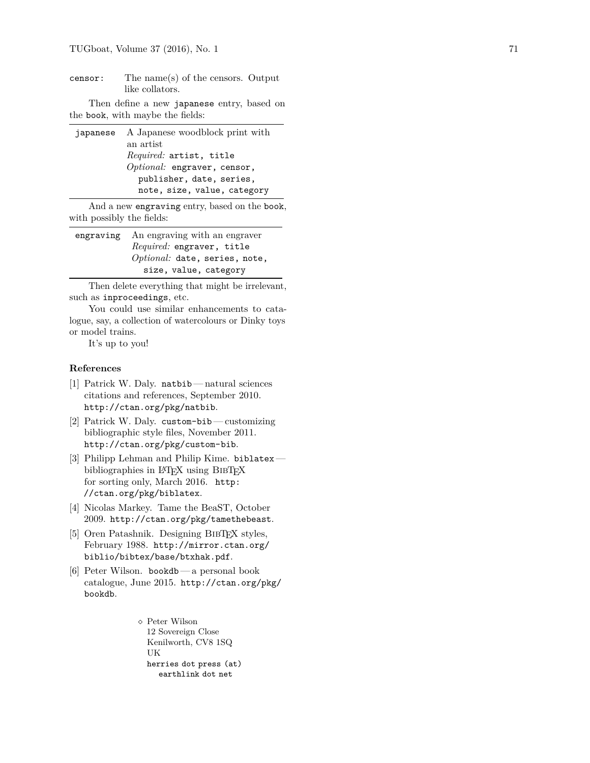`censor`: The name(s) of the censors. Output like collators.

Then define a new `japanese` entry, based on the `book`, with maybe the fields:

| | |
|---|---|
| `japanese` | A Japanese woodblock print with an artist<br>*Required:* `artist, title`<br>*Optional:* `engraver, censor, publisher, date, series, note, size, value, category` |

And a new `engraving` entry, based on the `book`, with possibly the fields:

| | |
|---|---|
| `engraving` | An engraving with an engraver<br>*Required:* `engraver, title`<br>*Optional:* `date, series, note, size, value, category` |

Then delete everything that might be irrelevant, such as `inproceedings`, etc.

You could use similar enhancements to catalogue, say, a collection of watercolours or Dinky toys or model trains.

It's up to you!

### References

[1] Patrick W. Daly. `natbib` — natural sciences citations and references, September 2010. `http://ctan.org/pkg/natbib`.

[2] Patrick W. Daly. `custom-bib` — customizing bibliographic style files, November 2011. `http://ctan.org/pkg/custom-bib`.

[3] Philipp Lehman and Philip Kime. `biblatex` — bibliographies in LaTeX using BibTeX for sorting only, March 2016. `http://ctan.org/pkg/biblatex`.

[4] Nicolas Markey. Tame the BeaST, October 2009. `http://ctan.org/pkg/tamethebeast`.

[5] Oren Patashnik. Designing BibTeX styles, February 1988. `http://mirror.ctan.org/biblio/bibtex/base/btxhak.pdf`.

[6] Peter Wilson. `bookdb` — a personal book catalogue, June 2015. `http://ctan.org/pkg/bookdb`.

◇ Peter Wilson
12 Sovereign Close
Kenilworth, CV8 1SQ
UK
`herries dot press (at) earthlink dot net`